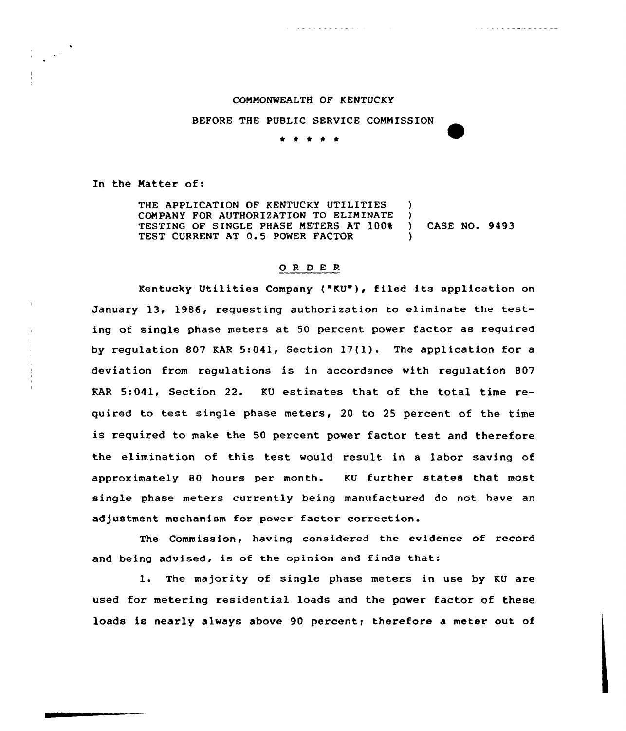COMMONWEALTH OF KENTUCKY

BEFORE THE PUBLIC SERVICE COMMISSION

\* \* \* \* \*

In the Matter of:

THE APPLICATION OF KENTUCKY UTILITIES COMPANY FOR AUTHORIZATION TO ELIMINATE TESTING OF SINGLE PHASE METERS AT 100% TEST CURRENT AT 0.5 POWER FACTOR ) CASE NO. 9493

O R D E R

Kentucky Utilities Company ("KU"), filed its application on January 13, 1986, requesting authorization to eliminate the testing of single phase meters at 50 percent power factor as required by regulation 807 KAR 5:041, Section 17(1). The application for a deviation from regulations is in accordance with regulation 807 KAR 5:041, Section 22. KU estimates that of the total time required to test single phase meters, 20 to 25 percent of the time is required to make the 50 percent power factor test and therefore the elimination of this test would result in a labor saving of approximately 80 hours per month. KU further states that most single phase meters currently being manufactured do not have an adjustment mechanism for power factor correction.

The Commission, having considered the evidence of record and being advised, is of the opinion and finds that:

1. The majority of single phase meters in use by KU are used for metering residential loads and the power factor of these loads is nearly always above 90 percent; therefore a meter out of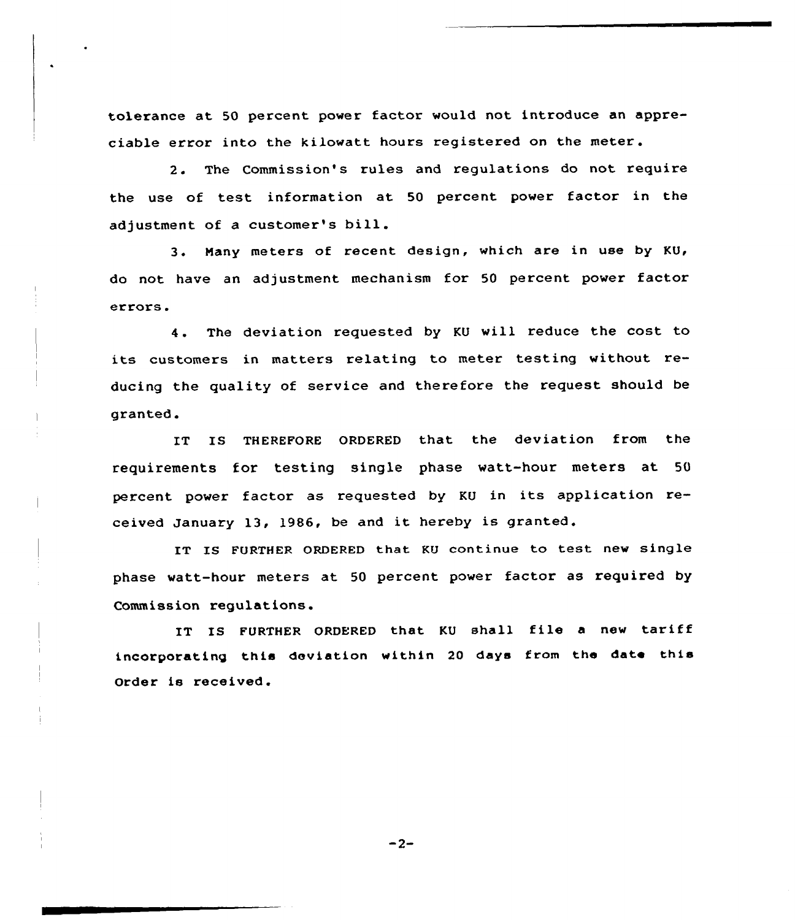tolerance at 50 percent power factor would not introduce an appreciable error into the kilowatt hours registered on the meter.

2. The Commission's rules and regulations do not require the use of test information at 50 percent power factor in the adjustment of a customer's bill.

3. Many meters of recent design, which are in use by KU, do not have an adjustment mechanism for 50 percent power factor errors.

4. The deviation requested by KU will reduce the cost to its customers in matters relating to meter testing without reducing the quality of service and therefore the request should be granted.

IT IS THEREFORE ORDERED that the deviation from the requirements for testing single phase watt-hour meters at 50 percent power factor as requested by KU in its application received January 13, 1986, be and it hereby is granted.

IT IS FURTHER ORDERED that KU continue to test new single phase watt-hour meters at 50 percent power factor as required by Commission regulations.

IT IS FURTHER ORDERED that KU shall file a new tariff incorporating this deviation within 20 days from the date this Order is received.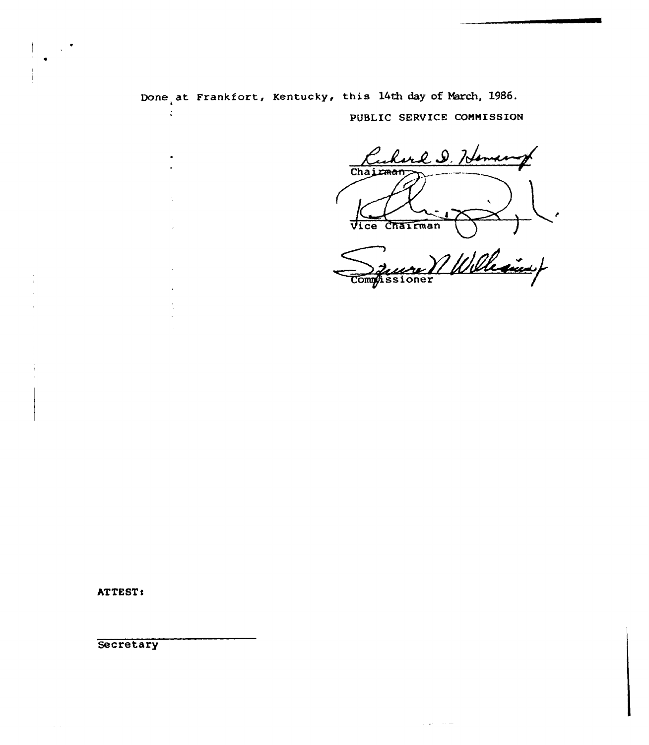Done at Frankfort, Kentucky, this 14th day of March, 1986.

PUBLIC SERVICE COMMISSION

Chairman

Vice Chairman

Commissioner

ATTEST:

Secretary